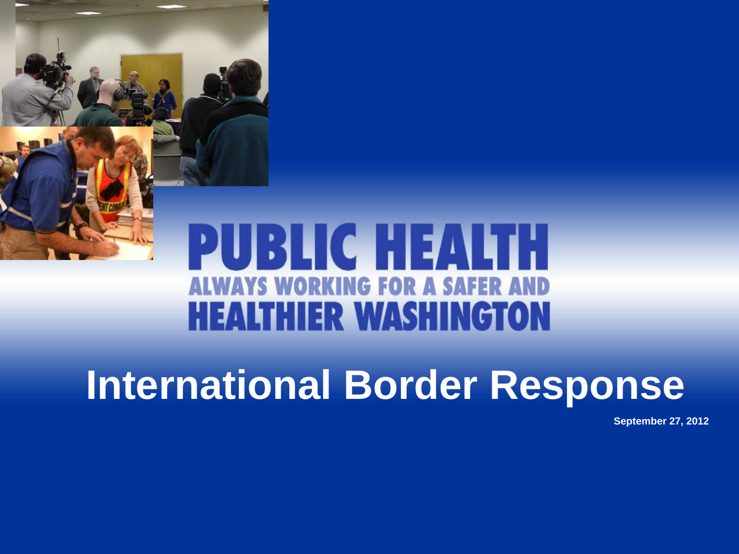PUBLIC HEALTH

ALWAYS WORKING FOR A SAFER AND HEALTHIER WASHINGTON

# International Border Response

September 27, 2012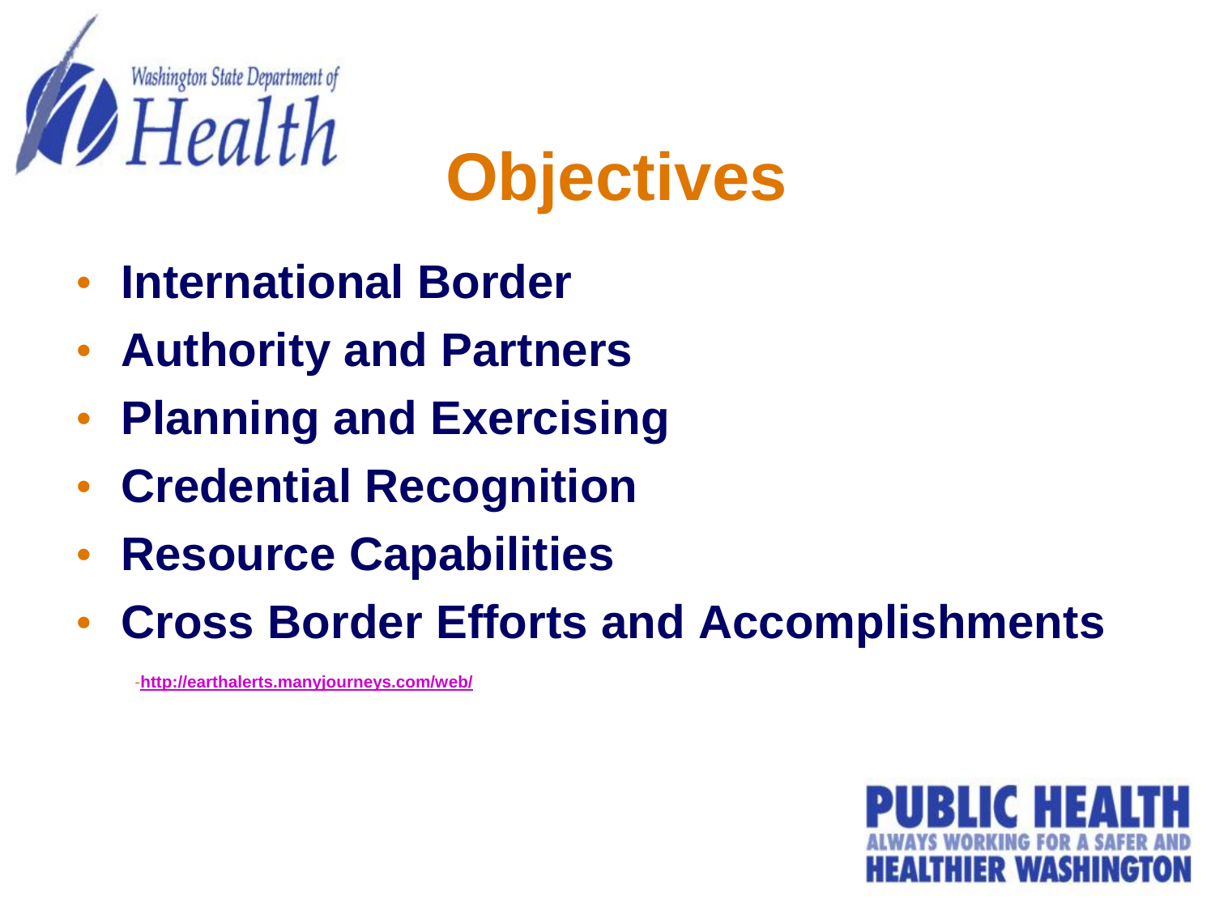# Objectives

- International Border
- Authority and Partners
- Planning and Exercising
- Credential Recognition
- Resource Capabilities
- Cross Border Efforts and Accomplishments

-http://earthalerts.manyjourneys.com/web/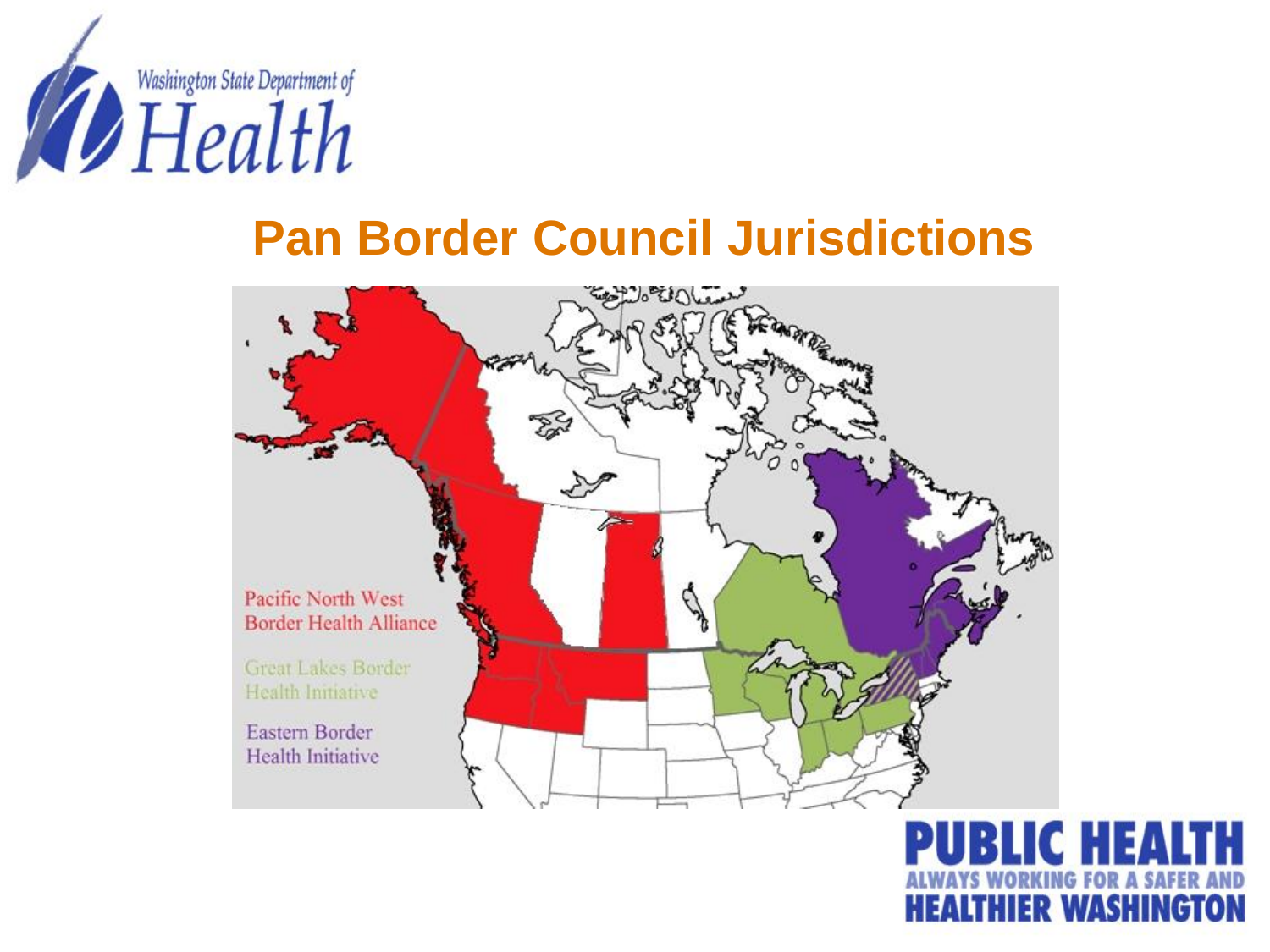# Pan Border Council Jurisdictions

Pacific North West Border Health Alliance

Great Lakes Border Health Initiative

Eastern Border Health Initiative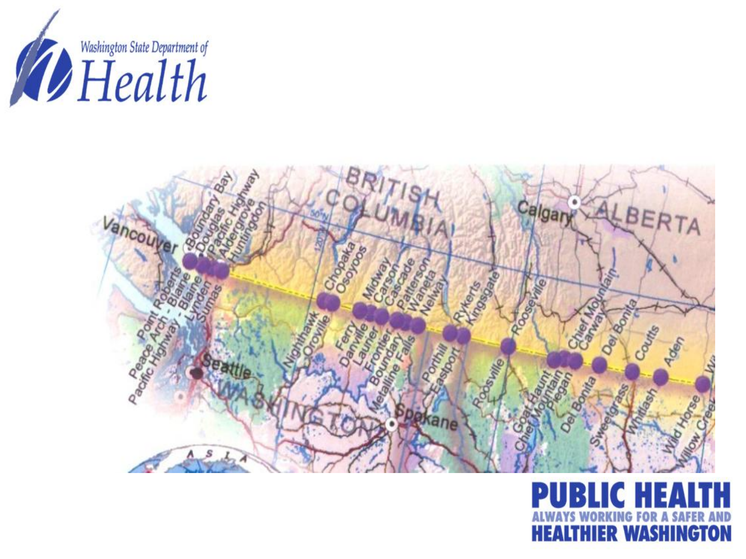BRITISH COLUMBIA

ALBERTA

WASHINGTON

Vancouver

Calgary

Seattle

Spokane

Boundary Bay, Douglas, Pacific Highway, Aldergrove, Huntingdon

Point Roberts, Peace Arch - Blaine, Pacific Highway - Blaine, Lynden, Sumas

Chopaka, Osoyoos

Nighthawk, Oroville

Midway, Carson, Cascade, Patterson, Waneta, Nelway

Ferry, Danville, Laurier, Frontier, Boundary, Metalline Falls

Rykerts, Kingsgate

Porthill, Eastport

Roosville

Roosville

Chief Mountain, Carway, Del Bonita, Coutts, Aden

Goat Haunt, Chief Mountain, Piegan, Del Bonita, Sweetgrass, Whitlash, Wild Horse, Willow Creek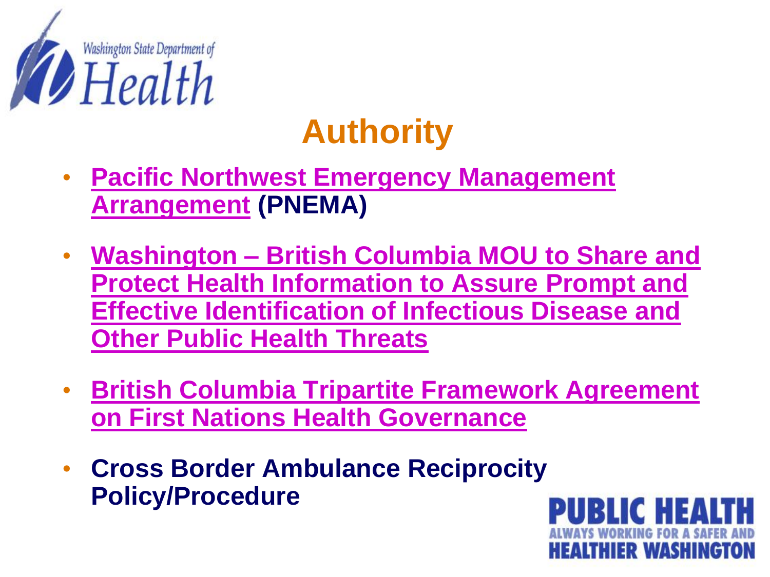# Authority

- **Pacific Northwest Emergency Management Arrangement (PNEMA)**
- **Washington – British Columbia MOU to Share and Protect Health Information to Assure Prompt and Effective Identification of Infectious Disease and Other Public Health Threats**
- **British Columbia Tripartite Framework Agreement on First Nations Health Governance**
- **Cross Border Ambulance Reciprocity Policy/Procedure**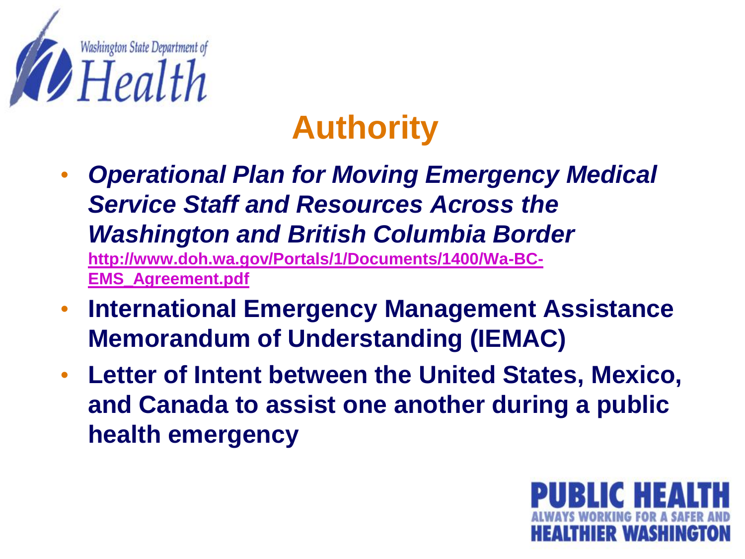# Authority

- ***Operational Plan for Moving Emergency Medical Service Staff and Resources Across the Washington and British Columbia Border***
  [http://www.doh.wa.gov/Portals/1/Documents/1400/Wa-BC-EMS_Agreement.pdf](http://www.doh.wa.gov/Portals/1/Documents/1400/Wa-BC-EMS_Agreement.pdf)
- **International Emergency Management Assistance Memorandum of Understanding (IEMAC)**
- **Letter of Intent between the United States, Mexico, and Canada to assist one another during a public health emergency**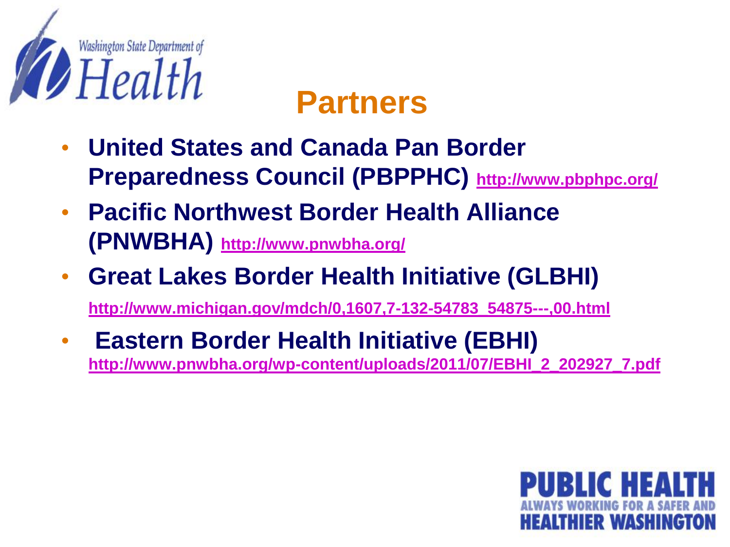# Partners

- **United States and Canada Pan Border Preparedness Council (PBPPHC)** http://www.pbphpc.org/
- **Pacific Northwest Border Health Alliance (PNWBHA)** http://www.pnwbha.org/
- **Great Lakes Border Health Initiative (GLBHI)** http://www.michigan.gov/mdch/0,1607,7-132-54783_54875---,00.html
- **Eastern Border Health Initiative (EBHI)** http://www.pnwbha.org/wp-content/uploads/2011/07/EBHI_2_202927_7.pdf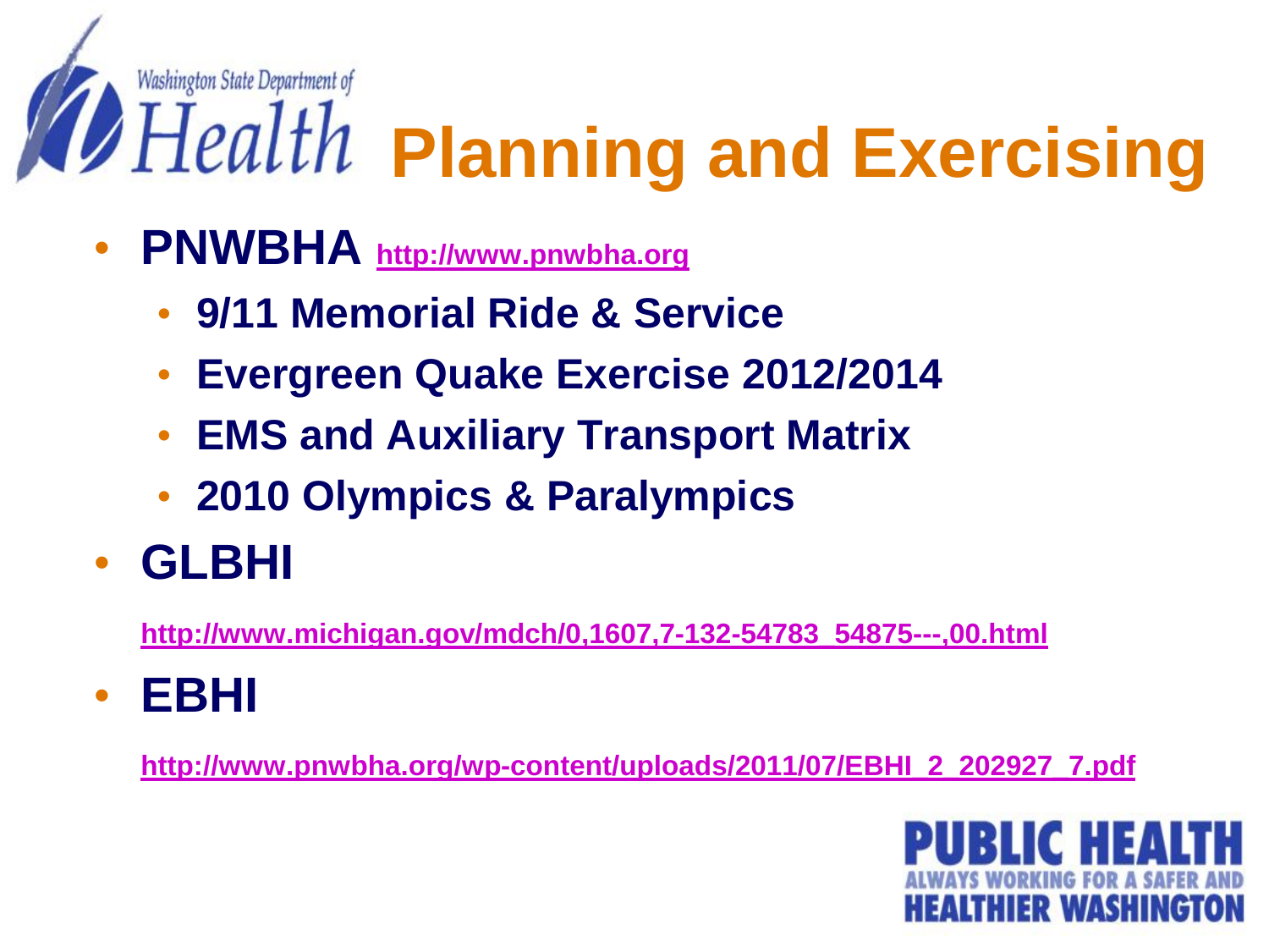# Planning and Exercising

- **PNWBHA** http://www.pnwbha.org
  - **9/11 Memorial Ride & Service**
  - **Evergreen Quake Exercise 2012/2014**
  - **EMS and Auxiliary Transport Matrix**
  - **2010 Olympics & Paralympics**
- **GLBHI**

  http://www.michigan.gov/mdch/0,1607,7-132-54783_54875---,00.html
- **EBHI**

  http://www.pnwbha.org/wp-content/uploads/2011/07/EBHI_2_202927_7.pdf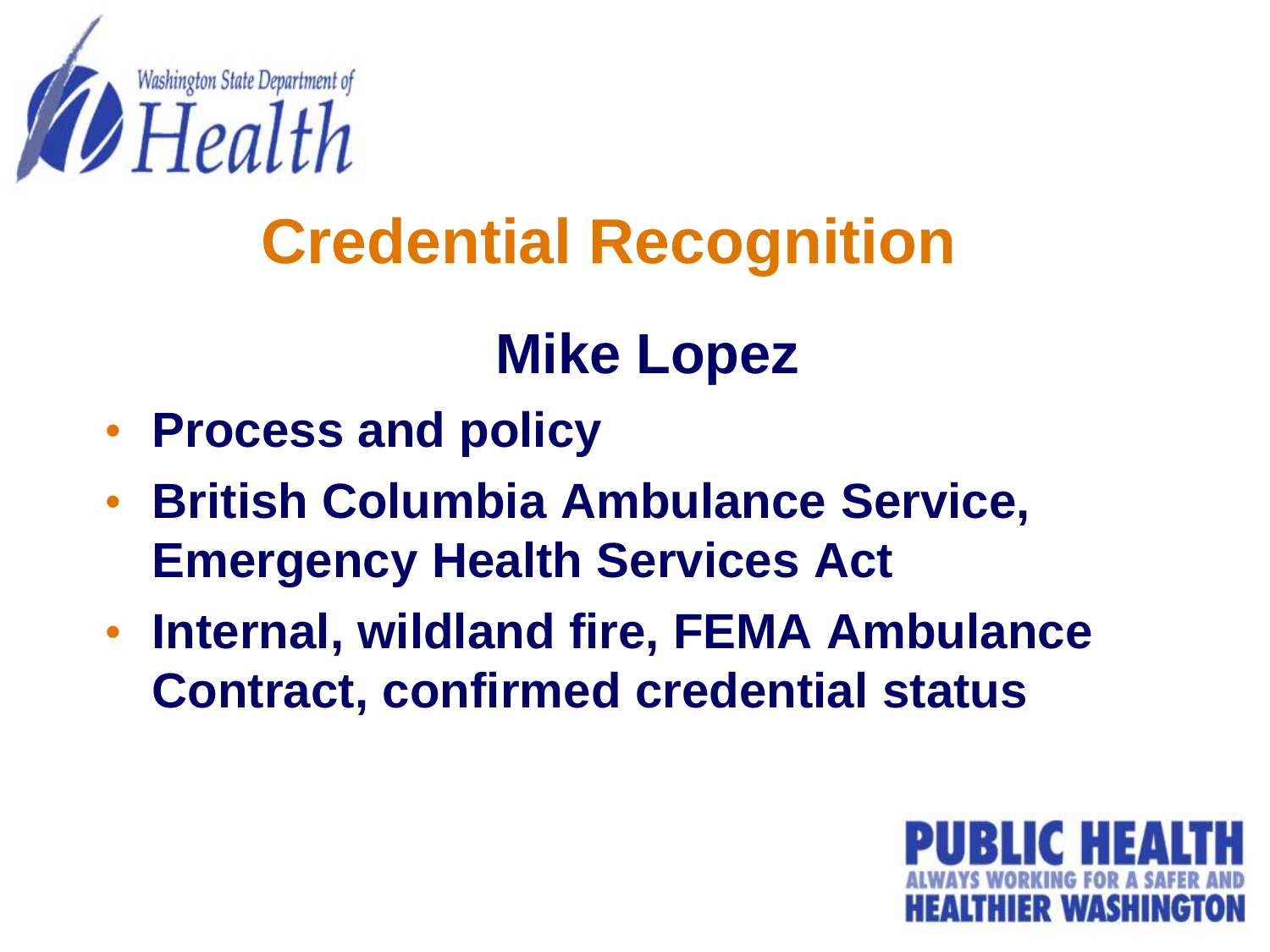Washington State Department of Health

# Credential Recognition

## Mike Lopez

- **Process and policy**
- **British Columbia Ambulance Service, Emergency Health Services Act**
- **Internal, wildland fire, FEMA Ambulance Contract, confirmed credential status**

PUBLIC HEALTH
ALWAYS WORKING FOR A SAFER AND
HEALTHIER WASHINGTON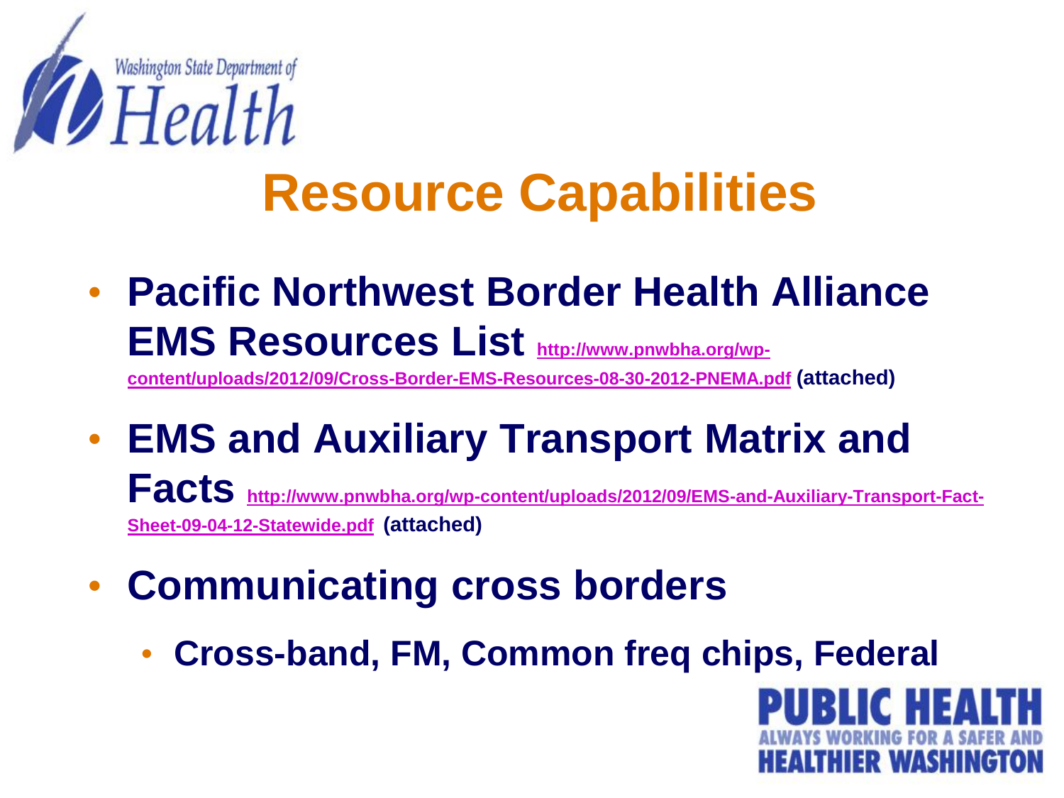# Resource Capabilities

- **Pacific Northwest Border Health Alliance EMS Resources List** http://www.pnwbha.org/wp-content/uploads/2012/09/Cross-Border-EMS-Resources-08-30-2012-PNEMA.pdf **(attached)**
- **EMS and Auxiliary Transport Matrix and Facts** http://www.pnwbha.org/wp-content/uploads/2012/09/EMS-and-Auxiliary-Transport-Fact-Sheet-09-04-12-Statewide.pdf **(attached)**
- **Communicating cross borders**
  - **Cross-band, FM, Common freq chips, Federal**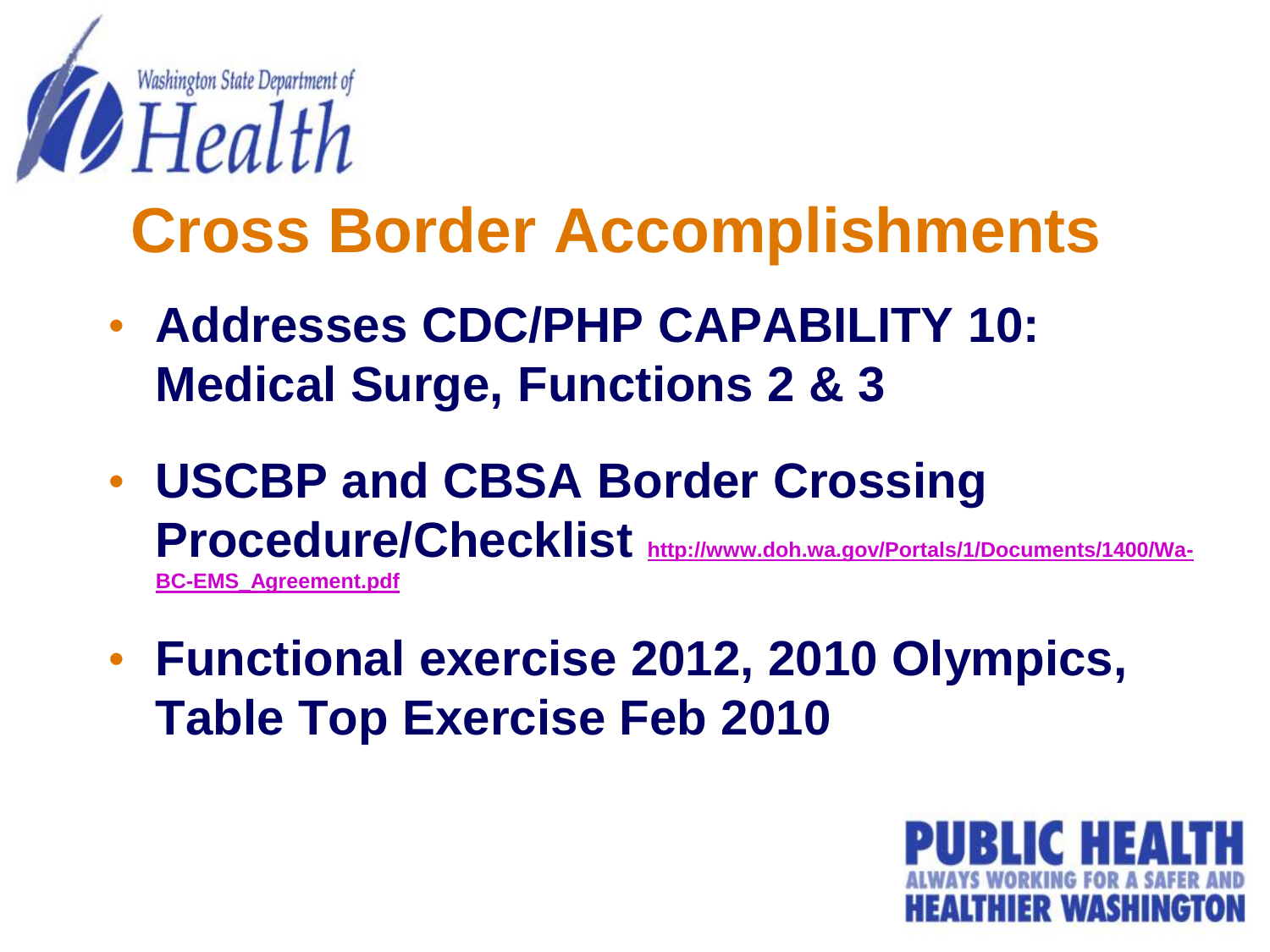# Cross Border Accomplishments

- **Addresses CDC/PHP CAPABILITY 10: Medical Surge, Functions 2 & 3**
- **USCBP and CBSA Border Crossing Procedure/Checklist** http://www.doh.wa.gov/Portals/1/Documents/1400/Wa-BC-EMS_Agreement.pdf
- **Functional exercise 2012, 2010 Olympics, Table Top Exercise Feb 2010**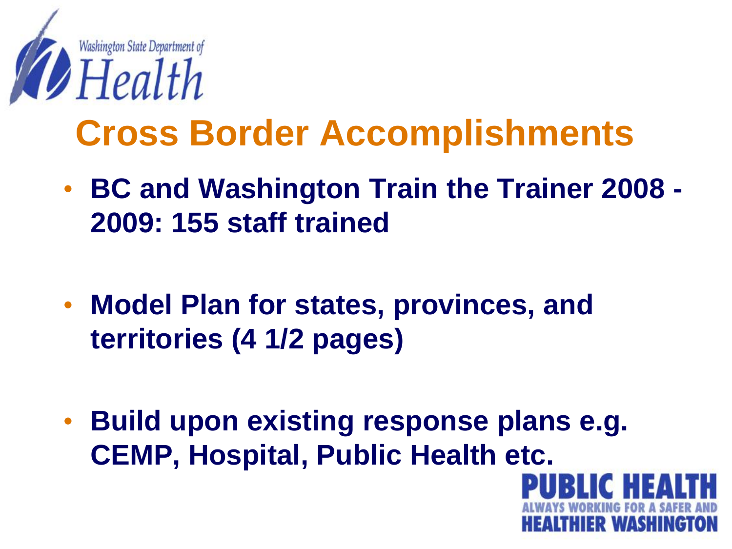# Cross Border Accomplishments

- **BC and Washington Train the Trainer 2008 - 2009: 155 staff trained**
- **Model Plan for states, provinces, and territories (4 1/2 pages)**
- **Build upon existing response plans e.g. CEMP, Hospital, Public Health etc.**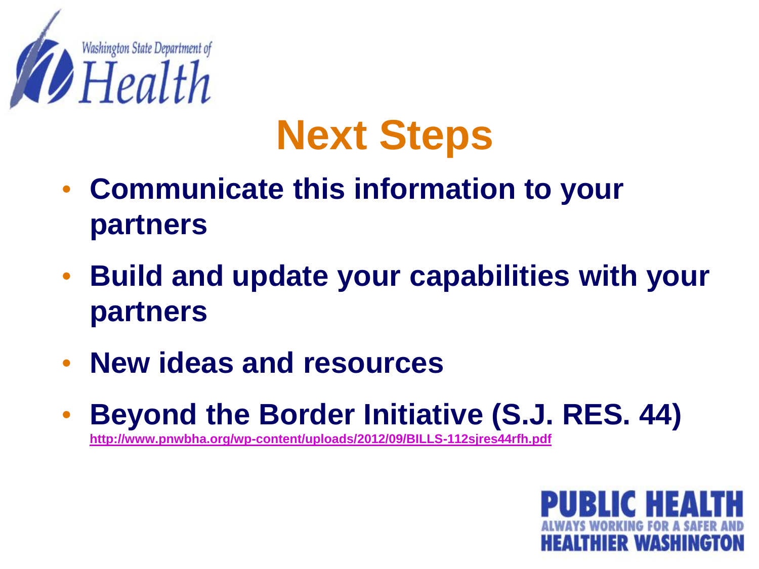Washington State Department of Health

# Next Steps

- **Communicate this information to your partners**
- **Build and update your capabilities with your partners**
- **New ideas and resources**
- **Beyond the Border Initiative (S.J. RES. 44)**
  http://www.pnwbha.org/wp-content/uploads/2012/09/BILLS-112sjres44rfh.pdf

PUBLIC HEALTH
ALWAYS WORKING FOR A SAFER AND
HEALTHIER WASHINGTON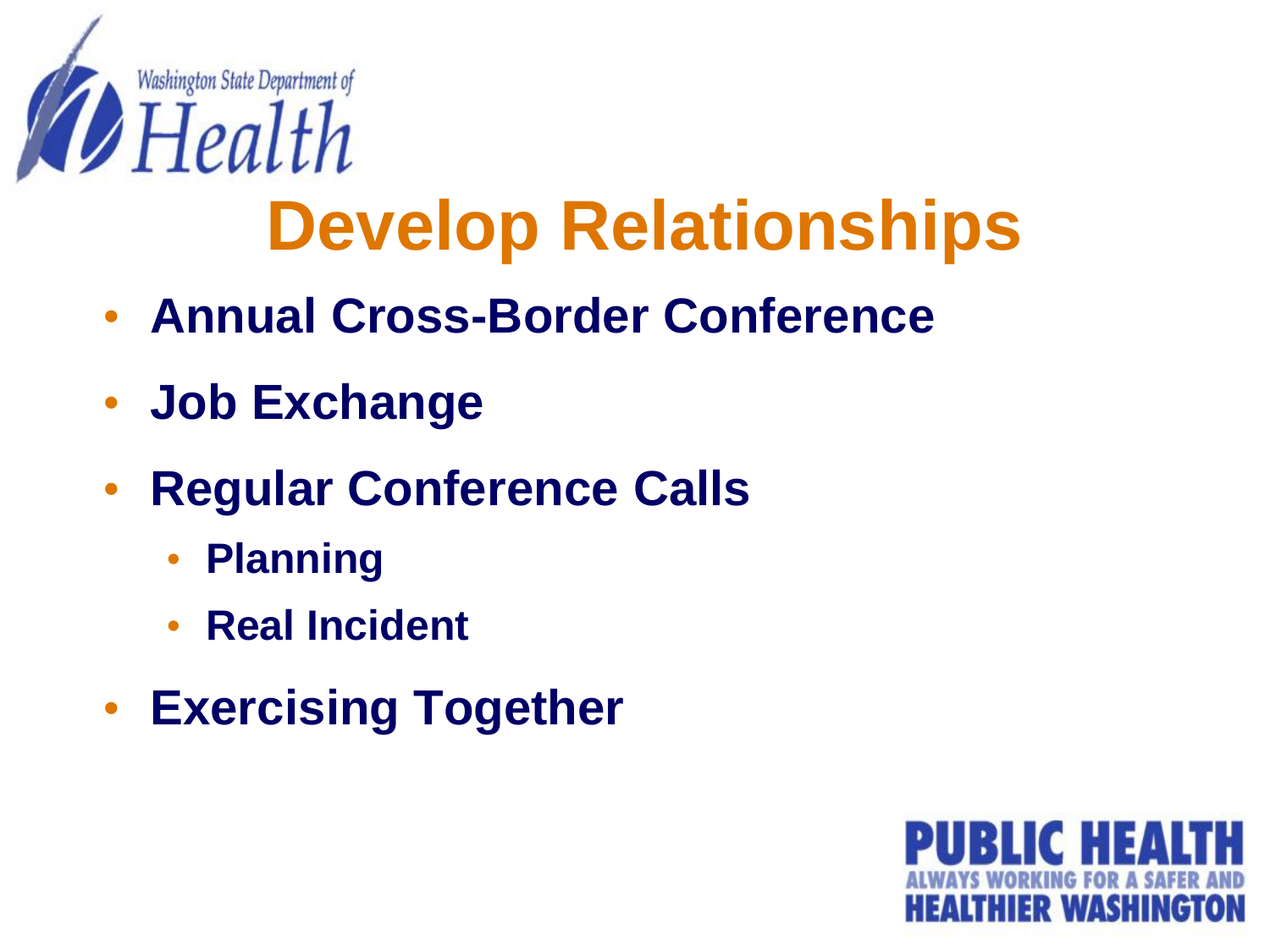# Develop Relationships

- Annual Cross-Border Conference
- Job Exchange
- Regular Conference Calls
  - Planning
  - Real Incident
- Exercising Together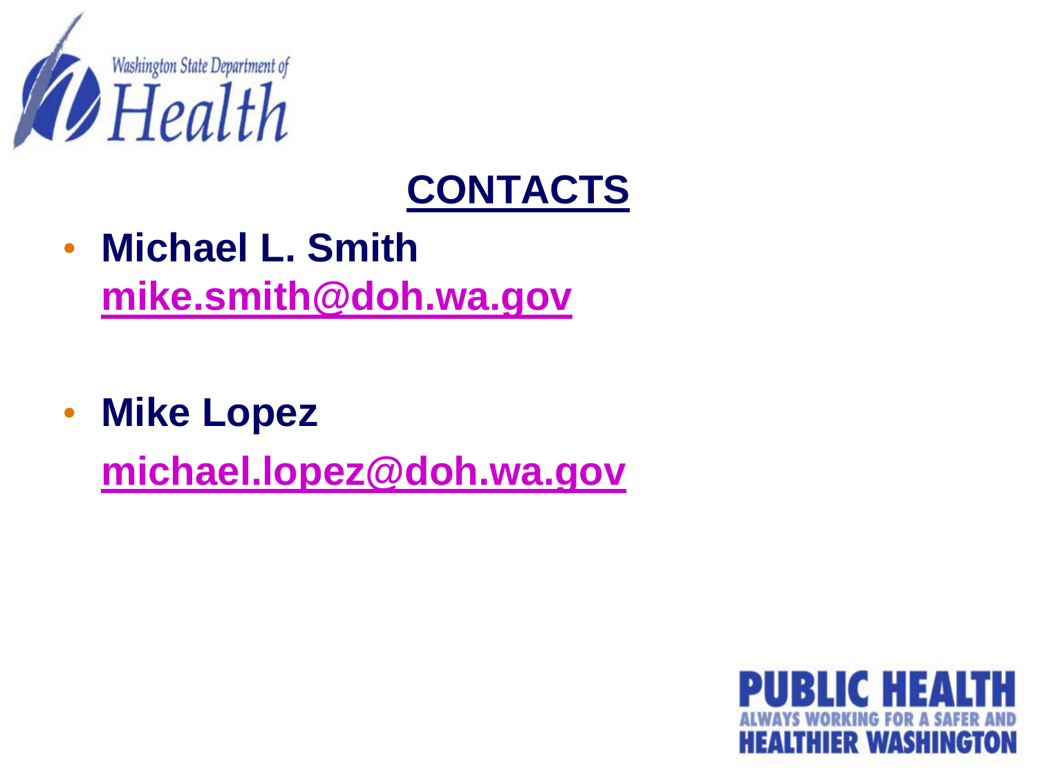Washington State Department of Health

# CONTACTS

- **Michael L. Smith**
  **mike.smith@doh.wa.gov**

- **Mike Lopez**
  **michael.lopez@doh.wa.gov**

PUBLIC HEALTH
ALWAYS WORKING FOR A SAFER AND
HEALTHIER WASHINGTON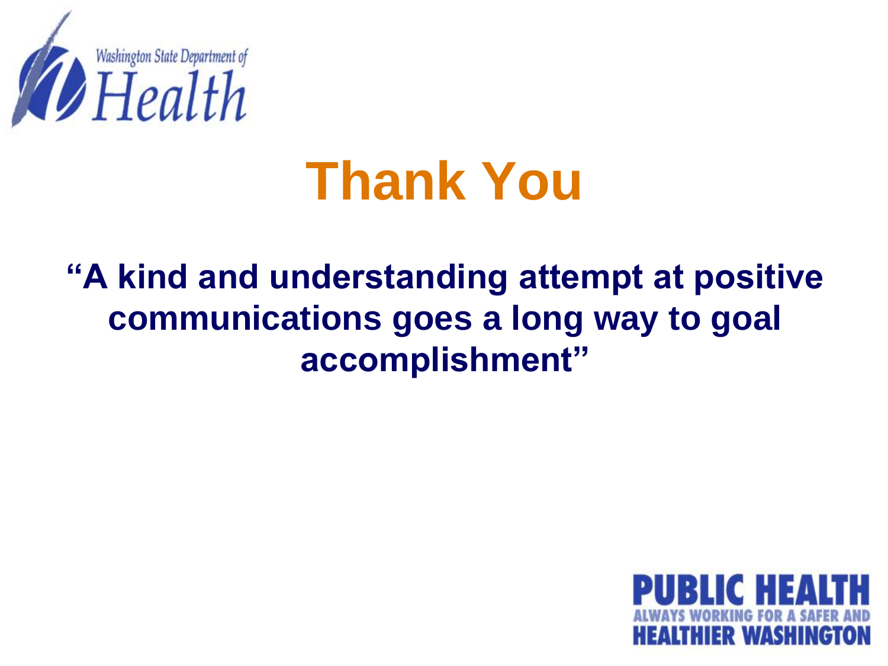# Thank You

**"A kind and understanding attempt at positive communications goes a long way to goal accomplishment"**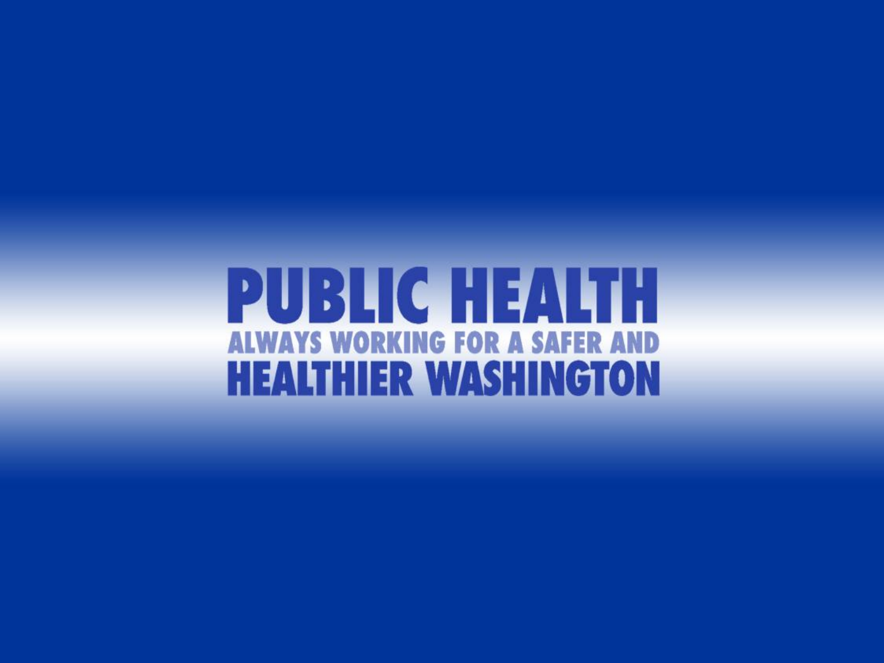# PUBLIC HEALTH

ALWAYS WORKING FOR A SAFER AND

HEALTHIER WASHINGTON